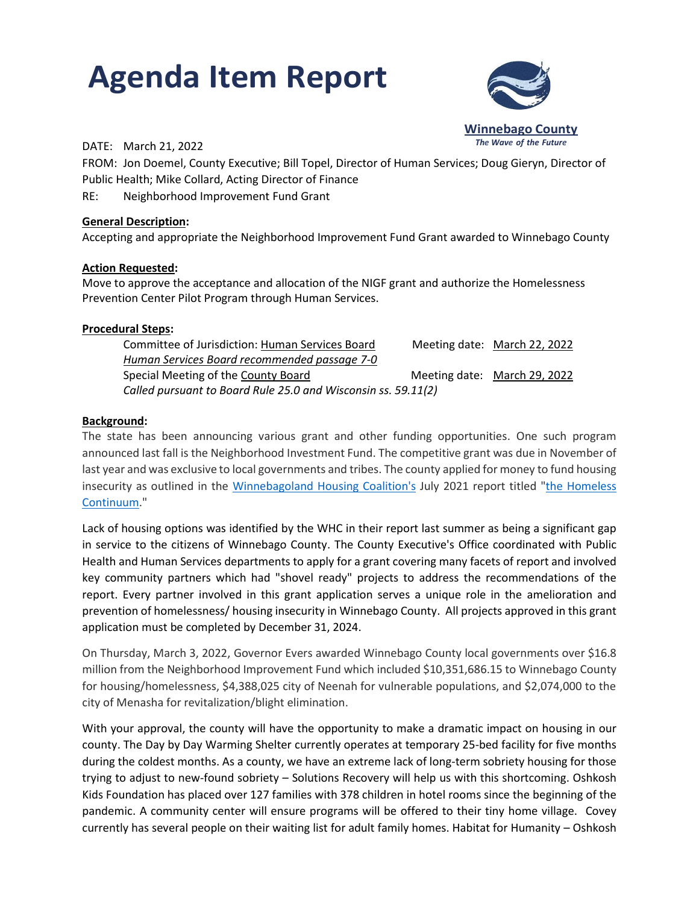# Agenda Item Report

**Winnebago County**
*The Wave of the Future*

DATE: March 21, 2022

FROM: Jon Doemel, County Executive; Bill Topel, Director of Human Services; Doug Gieryn, Director of Public Health; Mike Collard, Acting Director of Finance

RE: Neighborhood Improvement Fund Grant

**General Description:**

Accepting and appropriate the Neighborhood Improvement Fund Grant awarded to Winnebago County

**Action Requested:**

Move to approve the acceptance and allocation of the NIGF grant and authorize the Homelessness Prevention Center Pilot Program through Human Services.

**Procedural Steps:**

Committee of Jurisdiction: Human Services Board — Meeting date: March 22, 2022
*Human Services Board recommended passage 7-0*
Special Meeting of the County Board — Meeting date: March 29, 2022
*Called pursuant to Board Rule 25.0 and Wisconsin ss. 59.11(2)*

**Background:**

The state has been announcing various grant and other funding opportunities. One such program announced last fall is the Neighborhood Investment Fund. The competitive grant was due in November of last year and was exclusive to local governments and tribes. The county applied for money to fund housing insecurity as outlined in the Winnebagoland Housing Coalition's July 2021 report titled "the Homeless Continuum."

Lack of housing options was identified by the WHC in their report last summer as being a significant gap in service to the citizens of Winnebago County. The County Executive's Office coordinated with Public Health and Human Services departments to apply for a grant covering many facets of report and involved key community partners which had "shovel ready" projects to address the recommendations of the report. Every partner involved in this grant application serves a unique role in the amelioration and prevention of homelessness/ housing insecurity in Winnebago County. All projects approved in this grant application must be completed by December 31, 2024.

On Thursday, March 3, 2022, Governor Evers awarded Winnebago County local governments over $16.8 million from the Neighborhood Improvement Fund which included $10,351,686.15 to Winnebago County for housing/homelessness, $4,388,025 city of Neenah for vulnerable populations, and $2,074,000 to the city of Menasha for revitalization/blight elimination.

With your approval, the county will have the opportunity to make a dramatic impact on housing in our county. The Day by Day Warming Shelter currently operates at temporary 25-bed facility for five months during the coldest months. As a county, we have an extreme lack of long-term sobriety housing for those trying to adjust to new-found sobriety – Solutions Recovery will help us with this shortcoming. Oshkosh Kids Foundation has placed over 127 families with 378 children in hotel rooms since the beginning of the pandemic. A community center will ensure programs will be offered to their tiny home village. Covey currently has several people on their waiting list for adult family homes. Habitat for Humanity – Oshkosh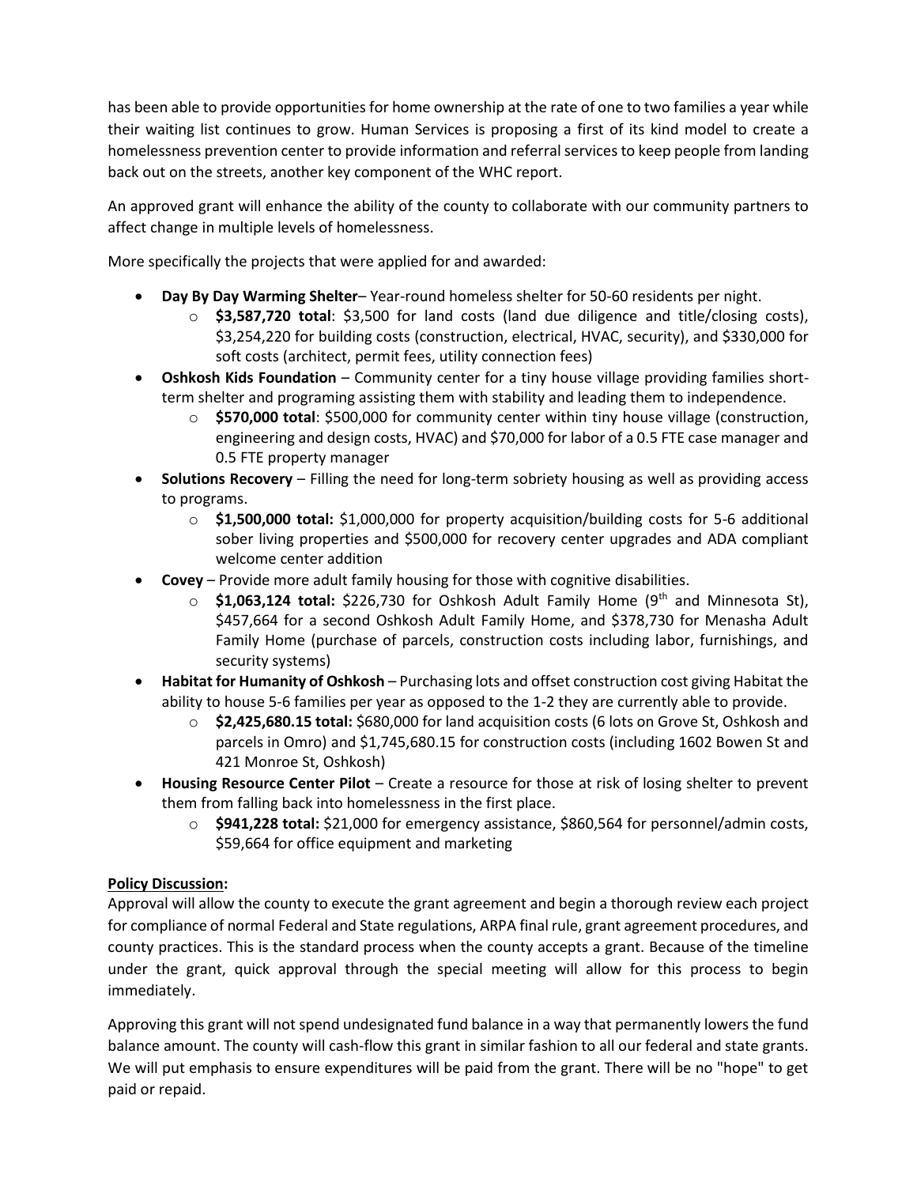has been able to provide opportunities for home ownership at the rate of one to two families a year while their waiting list continues to grow. Human Services is proposing a first of its kind model to create a homelessness prevention center to provide information and referral services to keep people from landing back out on the streets, another key component of the WHC report.

An approved grant will enhance the ability of the county to collaborate with our community partners to affect change in multiple levels of homelessness.

More specifically the projects that were applied for and awarded:

- **Day By Day Warming Shelter**– Year-round homeless shelter for 50-60 residents per night.
  - **$3,587,720 total**: $3,500 for land costs (land due diligence and title/closing costs), $3,254,220 for building costs (construction, electrical, HVAC, security), and $330,000 for soft costs (architect, permit fees, utility connection fees)
- **Oshkosh Kids Foundation** – Community center for a tiny house village providing families short-term shelter and programing assisting them with stability and leading them to independence.
  - **$570,000 total**: $500,000 for community center within tiny house village (construction, engineering and design costs, HVAC) and $70,000 for labor of a 0.5 FTE case manager and 0.5 FTE property manager
- **Solutions Recovery** – Filling the need for long-term sobriety housing as well as providing access to programs.
  - **$1,500,000 total:** $1,000,000 for property acquisition/building costs for 5-6 additional sober living properties and $500,000 for recovery center upgrades and ADA compliant welcome center addition
- **Covey** – Provide more adult family housing for those with cognitive disabilities.
  - **$1,063,124 total:** $226,730 for Oshkosh Adult Family Home (9th and Minnesota St), $457,664 for a second Oshkosh Adult Family Home, and $378,730 for Menasha Adult Family Home (purchase of parcels, construction costs including labor, furnishings, and security systems)
- **Habitat for Humanity of Oshkosh** – Purchasing lots and offset construction cost giving Habitat the ability to house 5-6 families per year as opposed to the 1-2 they are currently able to provide.
  - **$2,425,680.15 total:** $680,000 for land acquisition costs (6 lots on Grove St, Oshkosh and parcels in Omro) and $1,745,680.15 for construction costs (including 1602 Bowen St and 421 Monroe St, Oshkosh)
- **Housing Resource Center Pilot** – Create a resource for those at risk of losing shelter to prevent them from falling back into homelessness in the first place.
  - **$941,228 total:** $21,000 for emergency assistance, $860,564 for personnel/admin costs, $59,664 for office equipment and marketing

**Policy Discussion:**

Approval will allow the county to execute the grant agreement and begin a thorough review each project for compliance of normal Federal and State regulations, ARPA final rule, grant agreement procedures, and county practices. This is the standard process when the county accepts a grant. Because of the timeline under the grant, quick approval through the special meeting will allow for this process to begin immediately.

Approving this grant will not spend undesignated fund balance in a way that permanently lowers the fund balance amount. The county will cash-flow this grant in similar fashion to all our federal and state grants. We will put emphasis to ensure expenditures will be paid from the grant. There will be no "hope" to get paid or repaid.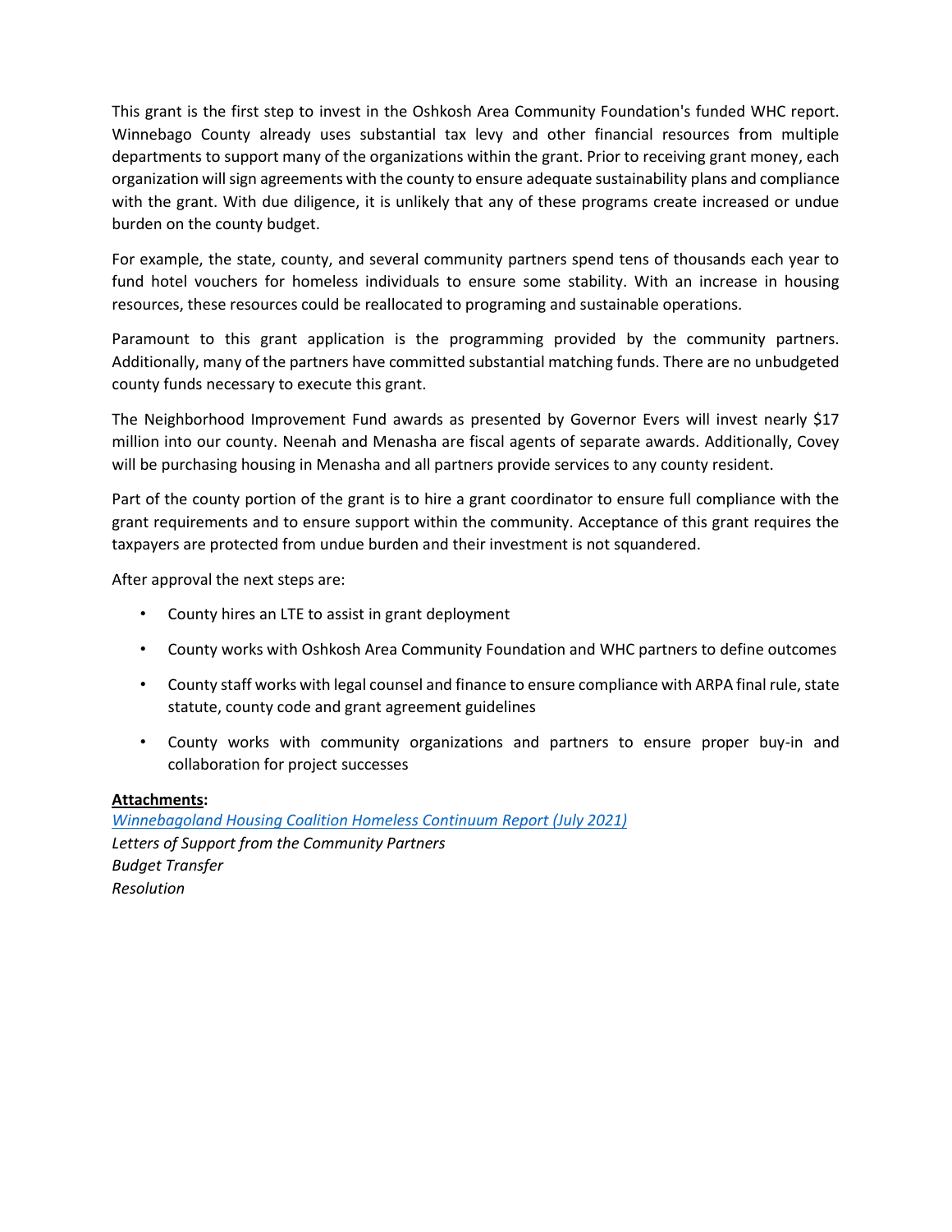This grant is the first step to invest in the Oshkosh Area Community Foundation's funded WHC report. Winnebago County already uses substantial tax levy and other financial resources from multiple departments to support many of the organizations within the grant. Prior to receiving grant money, each organization will sign agreements with the county to ensure adequate sustainability plans and compliance with the grant. With due diligence, it is unlikely that any of these programs create increased or undue burden on the county budget.

For example, the state, county, and several community partners spend tens of thousands each year to fund hotel vouchers for homeless individuals to ensure some stability. With an increase in housing resources, these resources could be reallocated to programing and sustainable operations.

Paramount to this grant application is the programming provided by the community partners. Additionally, many of the partners have committed substantial matching funds. There are no unbudgeted county funds necessary to execute this grant.

The Neighborhood Improvement Fund awards as presented by Governor Evers will invest nearly $17 million into our county. Neenah and Menasha are fiscal agents of separate awards. Additionally, Covey will be purchasing housing in Menasha and all partners provide services to any county resident.

Part of the county portion of the grant is to hire a grant coordinator to ensure full compliance with the grant requirements and to ensure support within the community. Acceptance of this grant requires the taxpayers are protected from undue burden and their investment is not squandered.

After approval the next steps are:

- County hires an LTE to assist in grant deployment
- County works with Oshkosh Area Community Foundation and WHC partners to define outcomes
- County staff works with legal counsel and finance to ensure compliance with ARPA final rule, state statute, county code and grant agreement guidelines
- County works with community organizations and partners to ensure proper buy-in and collaboration for project successes

**Attachments:**
*Winnebagoland Housing Coalition Homeless Continuum Report (July 2021)*
*Letters of Support from the Community Partners*
*Budget Transfer*
*Resolution*